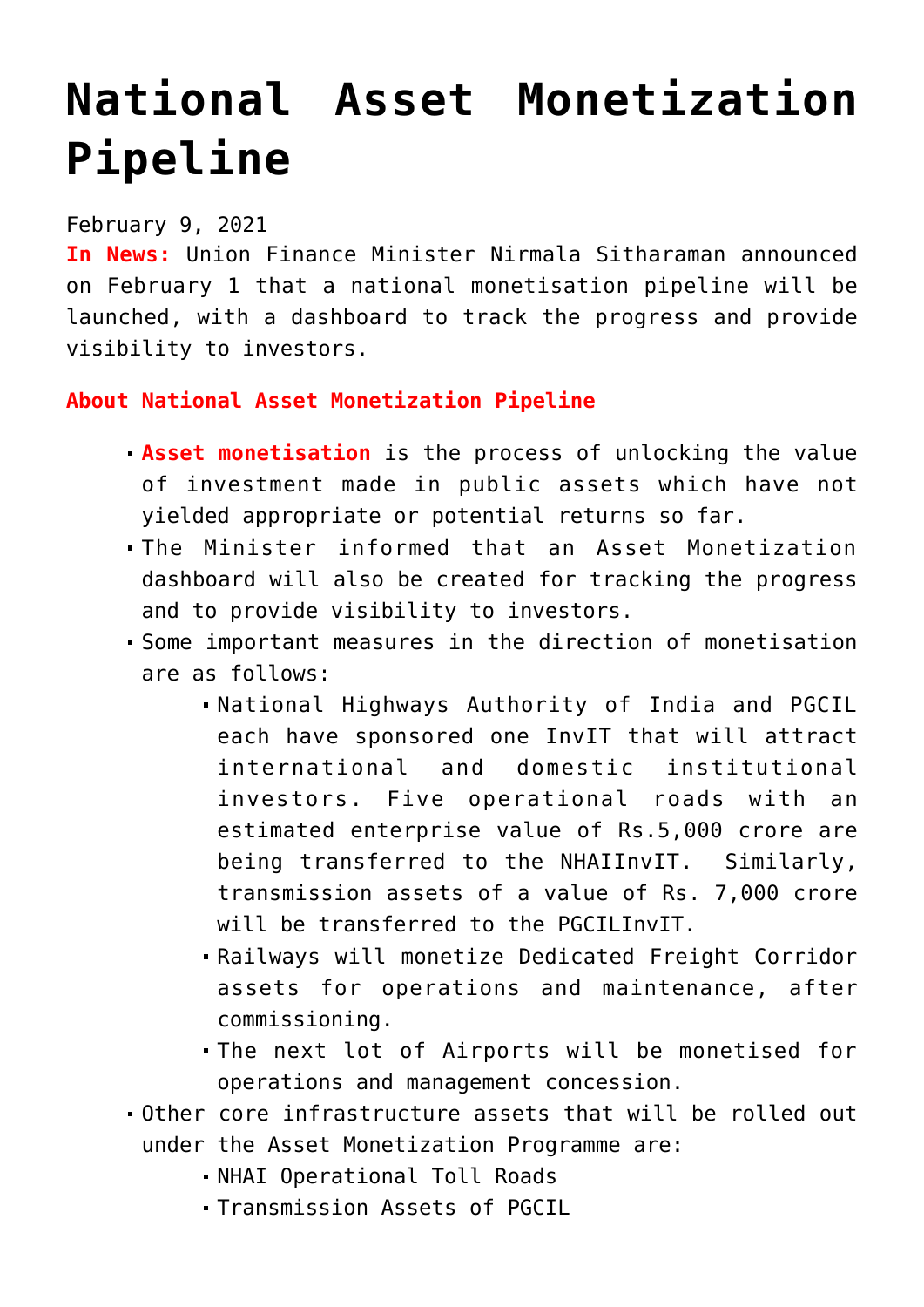# National Asset Monetization Pipeline

February 9, 2021

**In News:** Union Finance Minister Nirmala Sitharaman announced on February 1 that a national monetisation pipeline will be launched, with a dashboard to track the progress and provide visibility to investors.

**About National Asset Monetization Pipeline**

- **Asset monetisation** is the process of unlocking the value of investment made in public assets which have not yielded appropriate or potential returns so far.
- The Minister informed that an Asset Monetization dashboard will also be created for tracking the progress and to provide visibility to investors.
- Some important measures in the direction of monetisation are as follows:
  - National Highways Authority of India and PGCIL each have sponsored one InvIT that will attract international and domestic institutional investors. Five operational roads with an estimated enterprise value of Rs.5,000 crore are being transferred to the NHAIInvIT. Similarly, transmission assets of a value of Rs. 7,000 crore will be transferred to the PGCILInvIT.
  - Railways will monetize Dedicated Freight Corridor assets for operations and maintenance, after commissioning.
  - The next lot of Airports will be monetised for operations and management concession.
- Other core infrastructure assets that will be rolled out under the Asset Monetization Programme are:
  - NHAI Operational Toll Roads
  - Transmission Assets of PGCIL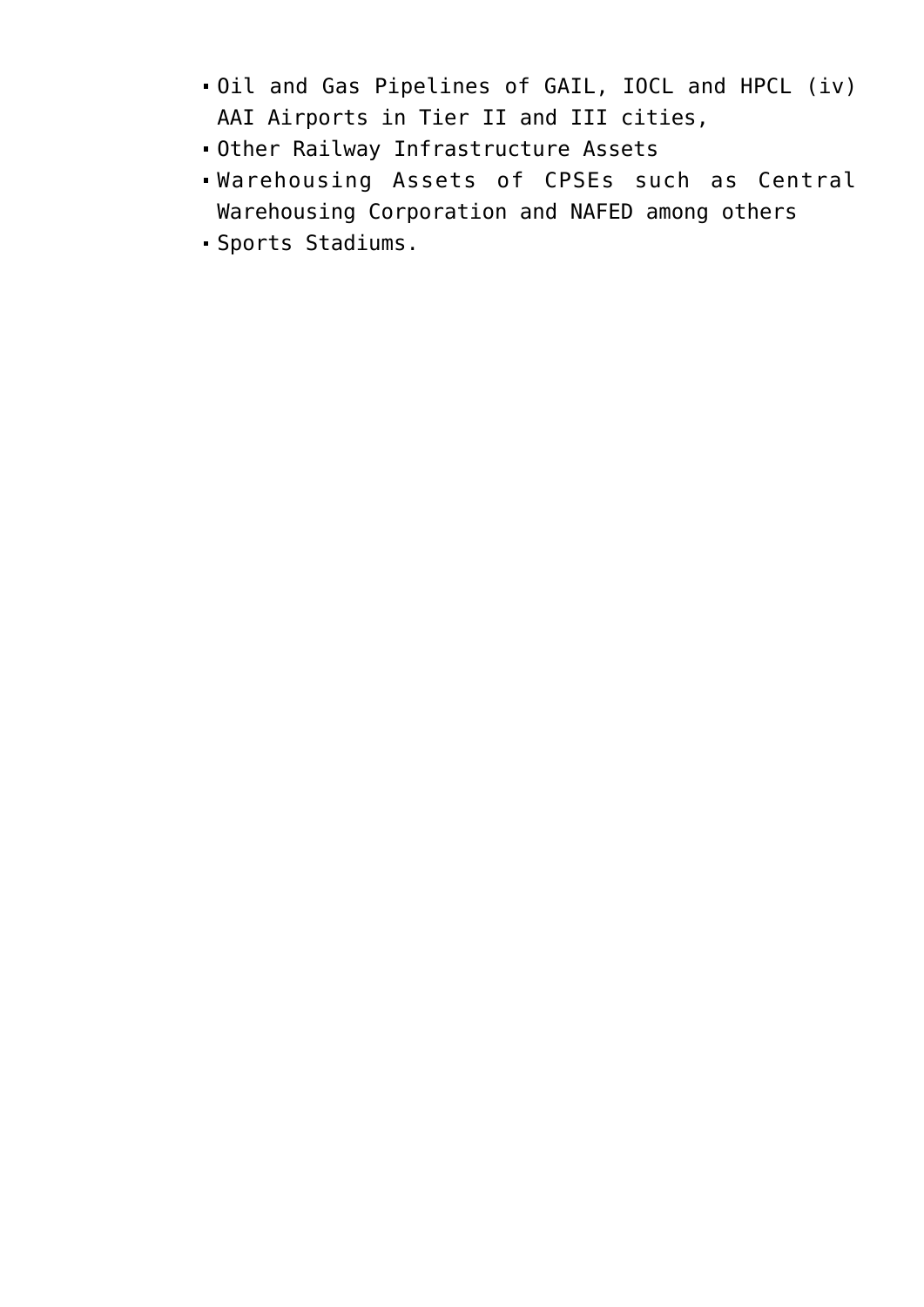- Oil and Gas Pipelines of GAIL, IOCL and HPCL (iv) AAI Airports in Tier II and III cities,
- Other Railway Infrastructure Assets
- Warehousing Assets of CPSEs such as Central Warehousing Corporation and NAFED among others
- Sports Stadiums.